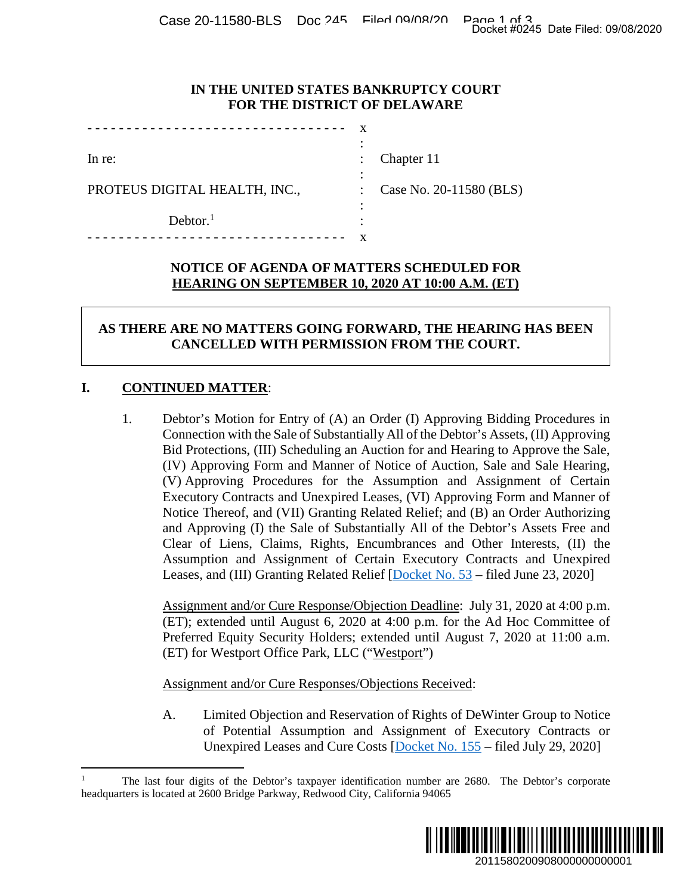IN THE UNITED STATES BANKRUPTCY COURT
FOR THE DISTRICT OF DELAWARE

| | | |
|---|---|---|
| In re: | : | Chapter 11 |
| PROTEUS DIGITAL HEALTH, INC., | : | Case No. 20-11580 (BLS) |
| Debtor.[1] | : | |

**NOTICE OF AGENDA OF MATTERS SCHEDULED FOR HEARING ON SEPTEMBER 10, 2020 AT 10:00 A.M. (ET)**

**AS THERE ARE NO MATTERS GOING FORWARD, THE HEARING HAS BEEN CANCELLED WITH PERMISSION FROM THE COURT.**

## I. CONTINUED MATTER:

1. Debtor's Motion for Entry of (A) an Order (I) Approving Bidding Procedures in Connection with the Sale of Substantially All of the Debtor's Assets, (II) Approving Bid Protections, (III) Scheduling an Auction for and Hearing to Approve the Sale, (IV) Approving Form and Manner of Notice of Auction, Sale and Sale Hearing, (V) Approving Procedures for the Assumption and Assignment of Certain Executory Contracts and Unexpired Leases, (VI) Approving Form and Manner of Notice Thereof, and (VII) Granting Related Relief; and (B) an Order Authorizing and Approving (I) the Sale of Substantially All of the Debtor's Assets Free and Clear of Liens, Claims, Rights, Encumbrances and Other Interests, (II) the Assumption and Assignment of Certain Executory Contracts and Unexpired Leases, and (III) Granting Related Relief [Docket No. 53 – filed June 23, 2020]

   Assignment and/or Cure Response/Objection Deadline: July 31, 2020 at 4:00 p.m. (ET); extended until August 6, 2020 at 4:00 p.m. for the Ad Hoc Committee of Preferred Equity Security Holders; extended until August 7, 2020 at 11:00 a.m. (ET) for Westport Office Park, LLC ("Westport")

   Assignment and/or Cure Responses/Objections Received:

   A. Limited Objection and Reservation of Rights of DeWinter Group to Notice of Potential Assumption and Assignment of Executory Contracts or Unexpired Leases and Cure Costs [Docket No. 155 – filed July 29, 2020]

---

[1] The last four digits of the Debtor's taxpayer identification number are 2680. The Debtor's corporate headquarters is located at 2600 Bridge Parkway, Redwood City, California 94065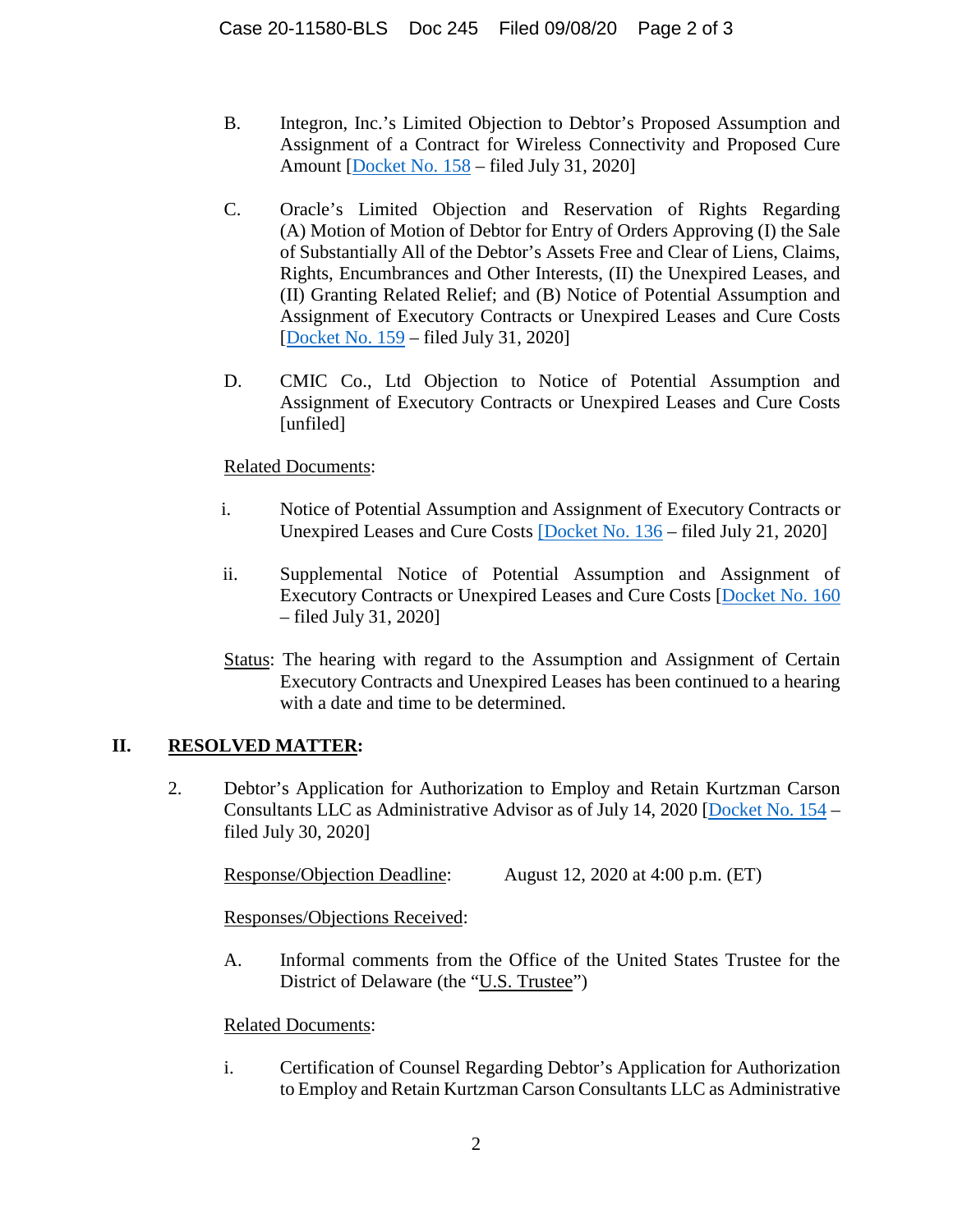B. Integron, Inc.'s Limited Objection to Debtor's Proposed Assumption and Assignment of a Contract for Wireless Connectivity and Proposed Cure Amount [Docket No. 158 – filed July 31, 2020]

C. Oracle's Limited Objection and Reservation of Rights Regarding (A) Motion of Motion of Debtor for Entry of Orders Approving (I) the Sale of Substantially All of the Debtor's Assets Free and Clear of Liens, Claims, Rights, Encumbrances and Other Interests, (II) the Unexpired Leases, and (II) Granting Related Relief; and (B) Notice of Potential Assumption and Assignment of Executory Contracts or Unexpired Leases and Cure Costs [Docket No. 159 – filed July 31, 2020]

D. CMIC Co., Ltd Objection to Notice of Potential Assumption and Assignment of Executory Contracts or Unexpired Leases and Cure Costs [unfiled]

Related Documents:

i. Notice of Potential Assumption and Assignment of Executory Contracts or Unexpired Leases and Cure Costs [Docket No. 136 – filed July 21, 2020]

ii. Supplemental Notice of Potential Assumption and Assignment of Executory Contracts or Unexpired Leases and Cure Costs [Docket No. 160 – filed July 31, 2020]

Status: The hearing with regard to the Assumption and Assignment of Certain Executory Contracts and Unexpired Leases has been continued to a hearing with a date and time to be determined.

## II. RESOLVED MATTER:

2. Debtor's Application for Authorization to Employ and Retain Kurtzman Carson Consultants LLC as Administrative Advisor as of July 14, 2020 [Docket No. 154 – filed July 30, 2020]

Response/Objection Deadline: August 12, 2020 at 4:00 p.m. (ET)

Responses/Objections Received:

A. Informal comments from the Office of the United States Trustee for the District of Delaware (the "U.S. Trustee")

Related Documents:

i. Certification of Counsel Regarding Debtor's Application for Authorization to Employ and Retain Kurtzman Carson Consultants LLC as Administrative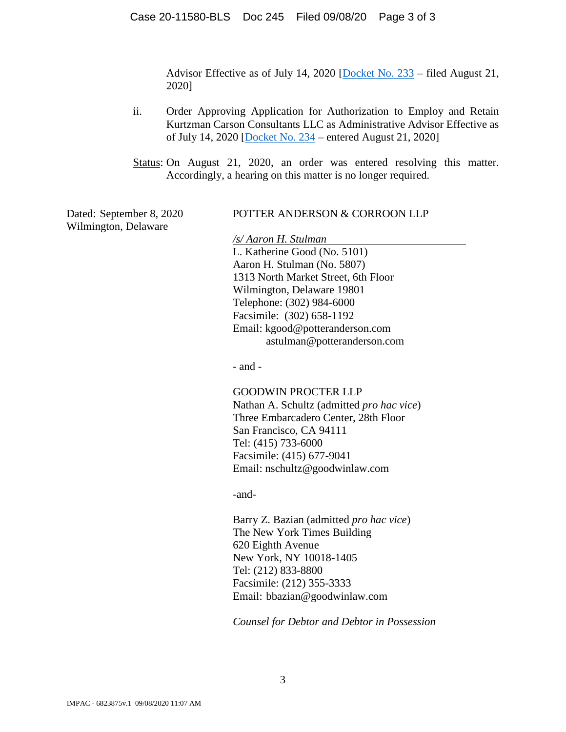Advisor Effective as of July 14, 2020 [Docket No. 233 – filed August 21, 2020]

ii. Order Approving Application for Authorization to Employ and Retain Kurtzman Carson Consultants LLC as Administrative Advisor Effective as of July 14, 2020 [Docket No. 234 – entered August 21, 2020]

Status: On August 21, 2020, an order was entered resolving this matter. Accordingly, a hearing on this matter is no longer required.

Dated: September 8, 2020
Wilmington, Delaware

POTTER ANDERSON & CORROON LLP

*/s/ Aaron H. Stulman*
L. Katherine Good (No. 5101)
Aaron H. Stulman (No. 5807)
1313 North Market Street, 6th Floor
Wilmington, Delaware 19801
Telephone: (302) 984-6000
Facsimile: (302) 658-1192
Email: kgood@potteranderson.com
astulman@potteranderson.com

\- and -

GOODWIN PROCTER LLP
Nathan A. Schultz (admitted *pro hac vice*)
Three Embarcadero Center, 28th Floor
San Francisco, CA 94111
Tel: (415) 733-6000
Facsimile: (415) 677-9041
Email: nschultz@goodwinlaw.com

-and-

Barry Z. Bazian (admitted *pro hac vice*)
The New York Times Building
620 Eighth Avenue
New York, NY 10018-1405
Tel: (212) 833-8800
Facsimile: (212) 355-3333
Email: bbazian@goodwinlaw.com

*Counsel for Debtor and Debtor in Possession*

IMPAC - 6823875v.1 09/08/2020 11:07 AM